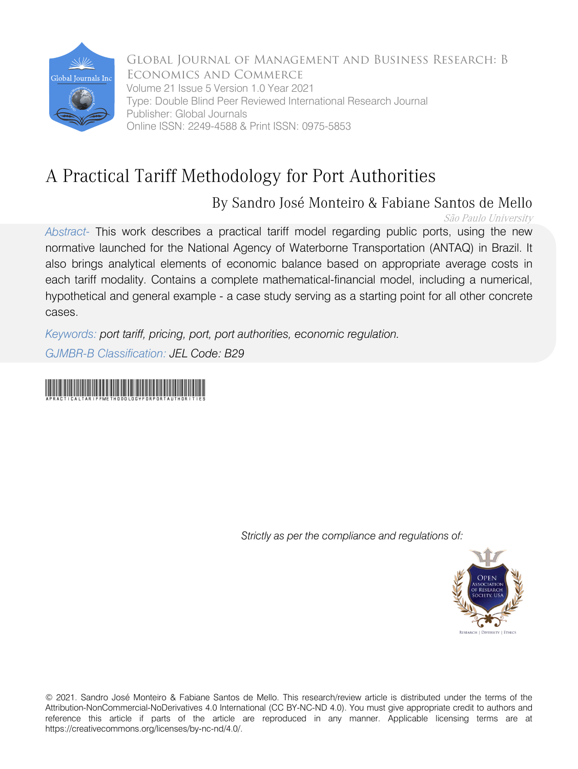Global Journal of Management and Business Research: B
Economics and Commerce
Volume 21 Issue 5 Version 1.0 Year 2021
Type: Double Blind Peer Reviewed International Research Journal
Publisher: Global Journals
Online ISSN: 2249-4588 & Print ISSN: 0975-5853

# A Practical Tariff Methodology for Port Authorities

By Sandro José Monteiro & Fabiane Santos de Mello

*São Paulo University*

*Abstract-* This work describes a practical tariff model regarding public ports, using the new normative launched for the National Agency of Waterborne Transportation (ANTAQ) in Brazil. It also brings analytical elements of economic balance based on appropriate average costs in each tariff modality. Contains a complete mathematical-financial model, including a numerical, hypothetical and general example - a case study serving as a starting point for all other concrete cases.

*Keywords: port tariff, pricing, port, port authorities, economic regulation.*

*GJMBR-B Classification: JEL Code: B29*

APRACTICALTARIFFMETHODOLOGYFORPORTAUTHORITIES

*Strictly as per the compliance and regulations of:*

© 2021. Sandro José Monteiro & Fabiane Santos de Mello. This research/review article is distributed under the terms of the Attribution-NonCommercial-NoDerivatives 4.0 International (CC BY-NC-ND 4.0). You must give appropriate credit to authors and reference this article if parts of the article are reproduced in any manner. Applicable licensing terms are at https://creativecommons.org/licenses/by-nc-nd/4.0/.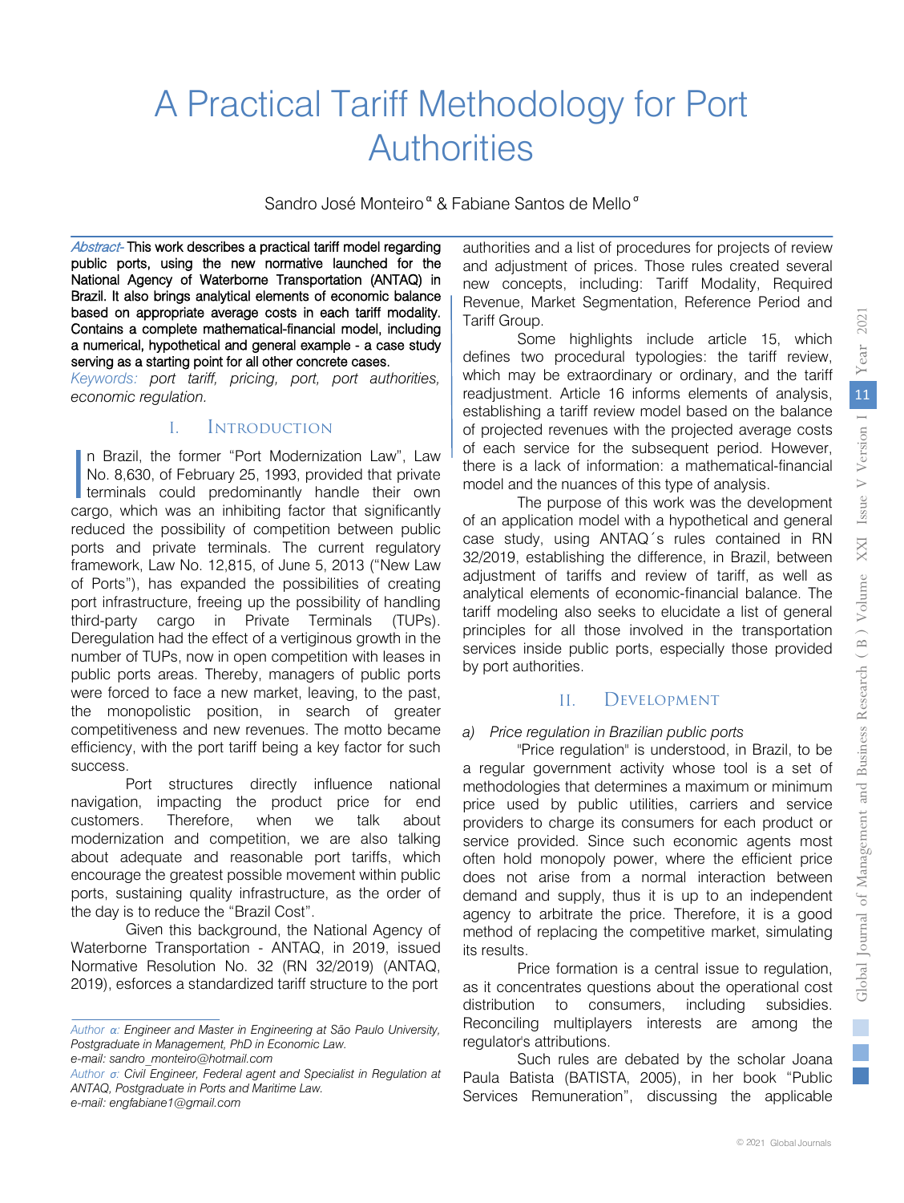# A Practical Tariff Methodology for Port Authorities

Sandro José Monteiro [α] & Fabiane Santos de Mello [σ]

*Abstract-* **This work describes a practical tariff model regarding public ports, using the new normative launched for the National Agency of Waterborne Transportation (ANTAQ) in Brazil. It also brings analytical elements of economic balance based on appropriate average costs in each tariff modality. Contains a complete mathematical-financial model, including a numerical, hypothetical and general example - a case study serving as a starting point for all other concrete cases.**

*Keywords: port tariff, pricing, port, port authorities, economic regulation.*

## I. Introduction

In Brazil, the former "Port Modernization Law", Law No. 8,630, of February 25, 1993, provided that private terminals could predominantly handle their own cargo, which was an inhibiting factor that significantly reduced the possibility of competition between public ports and private terminals. The current regulatory framework, Law No. 12,815, of June 5, 2013 ("New Law of Ports"), has expanded the possibilities of creating port infrastructure, freeing up the possibility of handling third-party cargo in Private Terminals (TUPs). Deregulation had the effect of a vertiginous growth in the number of TUPs, now in open competition with leases in public ports areas. Thereby, managers of public ports were forced to face a new market, leaving, to the past, the monopolistic position, in search of greater competitiveness and new revenues. The motto became efficiency, with the port tariff being a key factor for such success.

Port structures directly influence national navigation, impacting the product price for end customers. Therefore, when we talk about modernization and competition, we are also talking about adequate and reasonable port tariffs, which encourage the greatest possible movement within public ports, sustaining quality infrastructure, as the order of the day is to reduce the "Brazil Cost".

Given this background, the National Agency of Waterborne Transportation - ANTAQ, in 2019, issued Normative Resolution No. 32 (RN 32/2019) (ANTAQ, 2019), esforces a standardized tariff structure to the port authorities and a list of procedures for projects of review and adjustment of prices. Those rules created several new concepts, including: Tariff Modality, Required Revenue, Market Segmentation, Reference Period and Tariff Group.

Some highlights include article 15, which defines two procedural typologies: the tariff review, which may be extraordinary or ordinary, and the tariff readjustment. Article 16 informs elements of analysis, establishing a tariff review model based on the balance of projected revenues with the projected average costs of each service for the subsequent period. However, there is a lack of information: a mathematical-financial model and the nuances of this type of analysis.

The purpose of this work was the development of an application model with a hypothetical and general case study, using ANTAQ´s rules contained in RN 32/2019, establishing the difference, in Brazil, between adjustment of tariffs and review of tariff, as well as analytical elements of economic-financial balance. The tariff modeling also seeks to elucidate a list of general principles for all those involved in the transportation services inside public ports, especially those provided by port authorities.

## II. Development

### *a) Price regulation in Brazilian public ports*

"Price regulation" is understood, in Brazil, to be a regular government activity whose tool is a set of methodologies that determines a maximum or minimum price used by public utilities, carriers and service providers to charge its consumers for each product or service provided. Since such economic agents most often hold monopoly power, where the efficient price does not arise from a normal interaction between demand and supply, thus it is up to an independent agency to arbitrate the price. Therefore, it is a good method of replacing the competitive market, simulating its results.

Price formation is a central issue to regulation, as it concentrates questions about the operational cost distribution to consumers, including subsidies. Reconciling multiplayers interests are among the regulator's attributions.

Such rules are debated by the scholar Joana Paula Batista (BATISTA, 2005), in her book "Public Services Remuneration", discussing the applicable

---

*Author α: Engineer and Master in Engineering at São Paulo University, Postgraduate in Management, PhD in Economic Law.*
*e-mail: sandro_monteiro@hotmail.com*

*Author σ: Civil Engineer, Federal agent and Specialist in Regulation at ANTAQ, Postgraduate in Ports and Maritime Law.*
*e-mail: engfabiane1@gmail.com*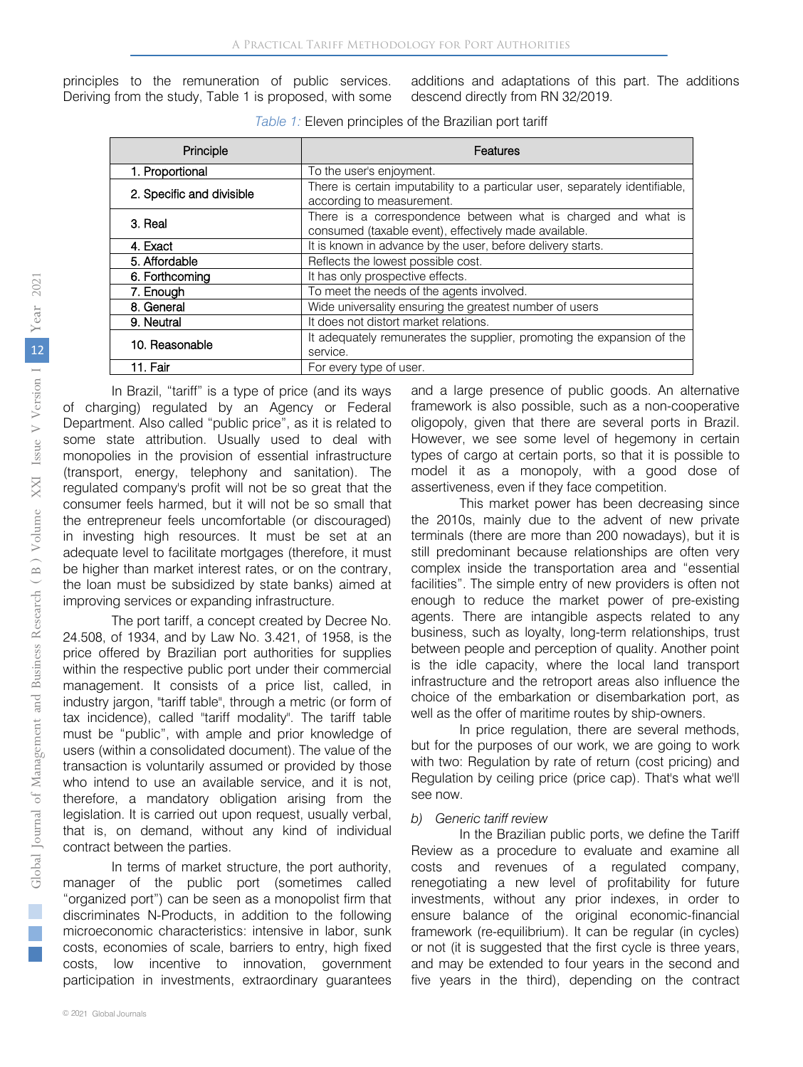principles to the remuneration of public services. Deriving from the study, Table 1 is proposed, with some additions and adaptations of this part. The additions descend directly from RN 32/2019.

*Table 1:* Eleven principles of the Brazilian port tariff

| Principle | Features |
|---|---|
| 1. Proportional | To the user's enjoyment. |
| 2. Specific and divisible | There is certain imputability to a particular user, separately identifiable, according to measurement. |
| 3. Real | There is a correspondence between what is charged and what is consumed (taxable event), effectively made available. |
| 4. Exact | It is known in advance by the user, before delivery starts. |
| 5. Affordable | Reflects the lowest possible cost. |
| 6. Forthcoming | It has only prospective effects. |
| 7. Enough | To meet the needs of the agents involved. |
| 8. General | Wide universality ensuring the greatest number of users |
| 9. Neutral | It does not distort market relations. |
| 10. Reasonable | It adequately remunerates the supplier, promoting the expansion of the service. |
| 11. Fair | For every type of user. |

In Brazil, "tariff" is a type of price (and its ways of charging) regulated by an Agency or Federal Department. Also called "public price", as it is related to some state attribution. Usually used to deal with monopolies in the provision of essential infrastructure (transport, energy, telephony and sanitation). The regulated company's profit will not be so great that the consumer feels harmed, but it will not be so small that the entrepreneur feels uncomfortable (or discouraged) in investing high resources. It must be set at an adequate level to facilitate mortgages (therefore, it must be higher than market interest rates, or on the contrary, the loan must be subsidized by state banks) aimed at improving services or expanding infrastructure.

The port tariff, a concept created by Decree No. 24.508, of 1934, and by Law No. 3.421, of 1958, is the price offered by Brazilian port authorities for supplies within the respective public port under their commercial management. It consists of a price list, called, in industry jargon, "tariff table", through a metric (or form of tax incidence), called "tariff modality". The tariff table must be "public", with ample and prior knowledge of users (within a consolidated document). The value of the transaction is voluntarily assumed or provided by those who intend to use an available service, and it is not, therefore, a mandatory obligation arising from the legislation. It is carried out upon request, usually verbal, that is, on demand, without any kind of individual contract between the parties.

In terms of market structure, the port authority, manager of the public port (sometimes called "organized port") can be seen as a monopolist firm that discriminates N-Products, in addition to the following microeconomic characteristics: intensive in labor, sunk costs, economies of scale, barriers to entry, high fixed costs, low incentive to innovation, government participation in investments, extraordinary guarantees and a large presence of public goods. An alternative framework is also possible, such as a non-cooperative oligopoly, given that there are several ports in Brazil. However, we see some level of hegemony in certain types of cargo at certain ports, so that it is possible to model it as a monopoly, with a good dose of assertiveness, even if they face competition.

This market power has been decreasing since the 2010s, mainly due to the advent of new private terminals (there are more than 200 nowadays), but it is still predominant because relationships are often very complex inside the transportation area and "essential facilities". The simple entry of new providers is often not enough to reduce the market power of pre-existing agents. There are intangible aspects related to any business, such as loyalty, long-term relationships, trust between people and perception of quality. Another point is the idle capacity, where the local land transport infrastructure and the retroport areas also influence the choice of the embarkation or disembarkation port, as well as the offer of maritime routes by ship-owners.

In price regulation, there are several methods, but for the purposes of our work, we are going to work with two: Regulation by rate of return (cost pricing) and Regulation by ceiling price (price cap). That's what we'll see now.

*b) Generic tariff review*

In the Brazilian public ports, we define the Tariff Review as a procedure to evaluate and examine all costs and revenues of a regulated company, renegotiating a new level of profitability for future investments, without any prior indexes, in order to ensure balance of the original economic-financial framework (re-equilibrium). It can be regular (in cycles) or not (it is suggested that the first cycle is three years, and may be extended to four years in the second and five years in the third), depending on the contract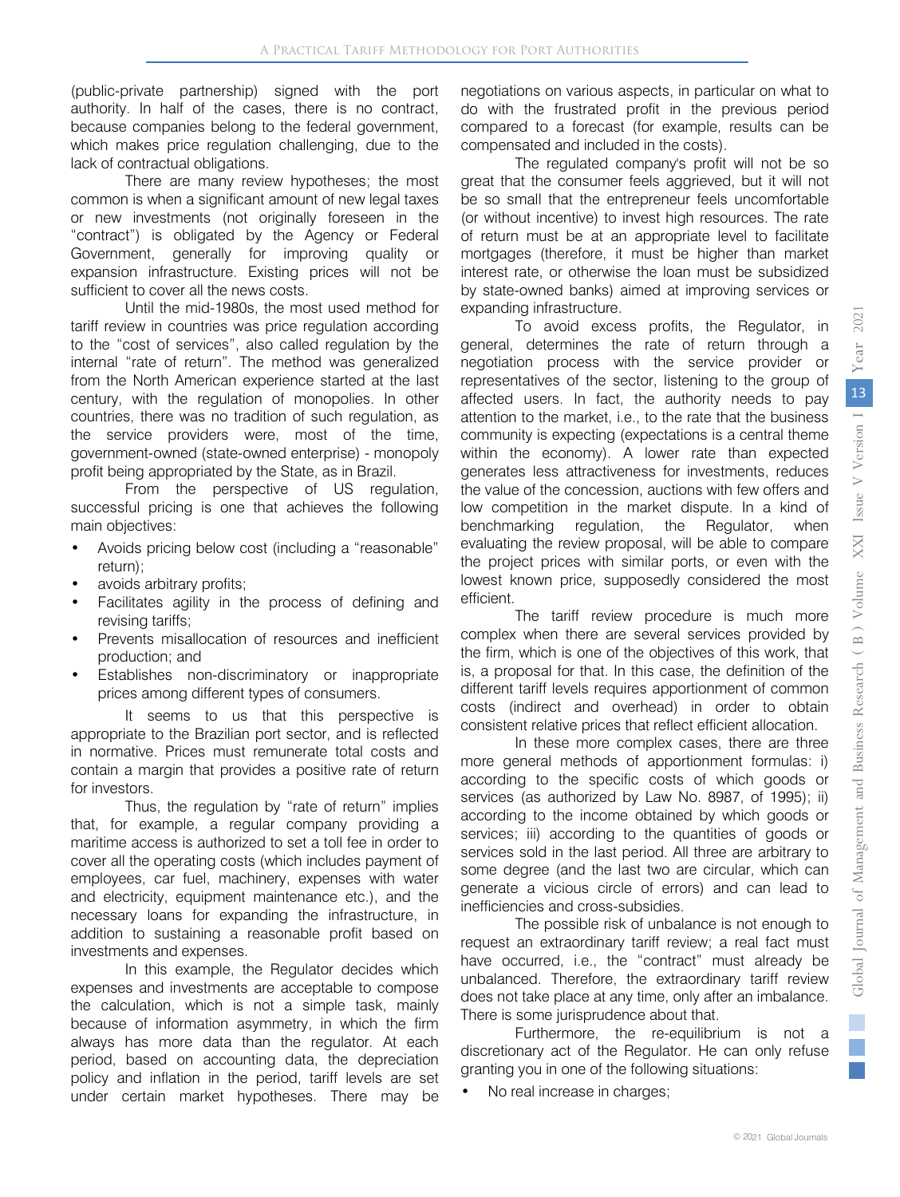(public-private partnership) signed with the port authority. In half of the cases, there is no contract, because companies belong to the federal government, which makes price regulation challenging, due to the lack of contractual obligations.

There are many review hypotheses; the most common is when a significant amount of new legal taxes or new investments (not originally foreseen in the "contract") is obligated by the Agency or Federal Government, generally for improving quality or expansion infrastructure. Existing prices will not be sufficient to cover all the news costs.

Until the mid-1980s, the most used method for tariff review in countries was price regulation according to the "cost of services", also called regulation by the internal "rate of return". The method was generalized from the North American experience started at the last century, with the regulation of monopolies. In other countries, there was no tradition of such regulation, as the service providers were, most of the time, government-owned (state-owned enterprise) - monopoly profit being appropriated by the State, as in Brazil.

From the perspective of US regulation, successful pricing is one that achieves the following main objectives:

- Avoids pricing below cost (including a "reasonable" return);
- avoids arbitrary profits;
- Facilitates agility in the process of defining and revising tariffs;
- Prevents misallocation of resources and inefficient production; and
- Establishes non-discriminatory or inappropriate prices among different types of consumers.

It seems to us that this perspective is appropriate to the Brazilian port sector, and is reflected in normative. Prices must remunerate total costs and contain a margin that provides a positive rate of return for investors.

Thus, the regulation by "rate of return" implies that, for example, a regular company providing a maritime access is authorized to set a toll fee in order to cover all the operating costs (which includes payment of employees, car fuel, machinery, expenses with water and electricity, equipment maintenance etc.), and the necessary loans for expanding the infrastructure, in addition to sustaining a reasonable profit based on investments and expenses.

In this example, the Regulator decides which expenses and investments are acceptable to compose the calculation, which is not a simple task, mainly because of information asymmetry, in which the firm always has more data than the regulator. At each period, based on accounting data, the depreciation policy and inflation in the period, tariff levels are set under certain market hypotheses. There may be negotiations on various aspects, in particular on what to do with the frustrated profit in the previous period compared to a forecast (for example, results can be compensated and included in the costs).

The regulated company's profit will not be so great that the consumer feels aggrieved, but it will not be so small that the entrepreneur feels uncomfortable (or without incentive) to invest high resources. The rate of return must be at an appropriate level to facilitate mortgages (therefore, it must be higher than market interest rate, or otherwise the loan must be subsidized by state-owned banks) aimed at improving services or expanding infrastructure.

To avoid excess profits, the Regulator, in general, determines the rate of return through a negotiation process with the service provider or representatives of the sector, listening to the group of affected users. In fact, the authority needs to pay attention to the market, i.e., to the rate that the business community is expecting (expectations is a central theme within the economy). A lower rate than expected generates less attractiveness for investments, reduces the value of the concession, auctions with few offers and low competition in the market dispute. In a kind of benchmarking regulation, the Regulator, when evaluating the review proposal, will be able to compare the project prices with similar ports, or even with the lowest known price, supposedly considered the most efficient.

The tariff review procedure is much more complex when there are several services provided by the firm, which is one of the objectives of this work, that is, a proposal for that. In this case, the definition of the different tariff levels requires apportionment of common costs (indirect and overhead) in order to obtain consistent relative prices that reflect efficient allocation.

In these more complex cases, there are three more general methods of apportionment formulas: i) according to the specific costs of which goods or services (as authorized by Law No. 8987, of 1995); ii) according to the income obtained by which goods or services; iii) according to the quantities of goods or services sold in the last period. All three are arbitrary to some degree (and the last two are circular, which can generate a vicious circle of errors) and can lead to inefficiencies and cross-subsidies.

The possible risk of unbalance is not enough to request an extraordinary tariff review; a real fact must have occurred, i.e., the "contract" must already be unbalanced. Therefore, the extraordinary tariff review does not take place at any time, only after an imbalance. There is some jurisprudence about that.

Furthermore, the re-equilibrium is not a discretionary act of the Regulator. He can only refuse granting you in one of the following situations:

- No real increase in charges;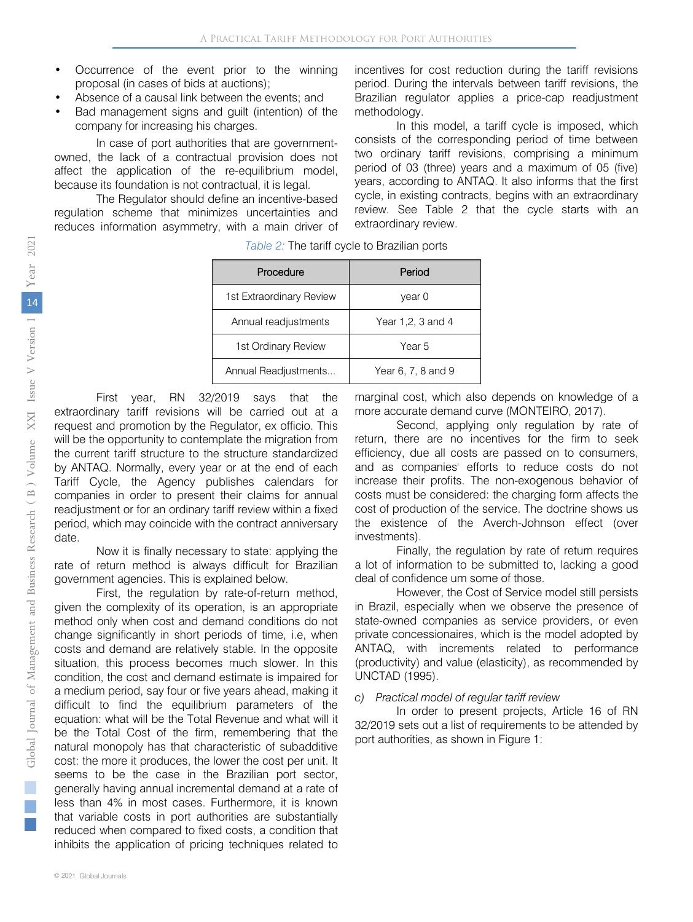- Occurrence of the event prior to the winning proposal (in cases of bids at auctions);
- Absence of a causal link between the events; and
- Bad management signs and guilt (intention) of the company for increasing his charges.

In case of port authorities that are government-owned, the lack of a contractual provision does not affect the application of the re-equilibrium model, because its foundation is not contractual, it is legal.

The Regulator should define an incentive-based regulation scheme that minimizes uncertainties and reduces information asymmetry, with a main driver of incentives for cost reduction during the tariff revisions period. During the intervals between tariff revisions, the Brazilian regulator applies a price-cap readjustment methodology.

In this model, a tariff cycle is imposed, which consists of the corresponding period of time between two ordinary tariff revisions, comprising a minimum period of 03 (three) years and a maximum of 05 (five) years, according to ANTAQ. It also informs that the first cycle, in existing contracts, begins with an extraordinary review. See Table 2 that the cycle starts with an extraordinary review.

*Table 2:* The tariff cycle to Brazilian ports

| Procedure | Period |
|---|---|
| 1st Extraordinary Review | year 0 |
| Annual readjustments | Year 1,2, 3 and 4 |
| 1st Ordinary Review | Year 5 |
| Annual Readjustments... | Year 6, 7, 8 and 9 |

First year, RN 32/2019 says that the extraordinary tariff revisions will be carried out at a request and promotion by the Regulator, ex officio. This will be the opportunity to contemplate the migration from the current tariff structure to the structure standardized by ANTAQ. Normally, every year or at the end of each Tariff Cycle, the Agency publishes calendars for companies in order to present their claims for annual readjustment or for an ordinary tariff review within a fixed period, which may coincide with the contract anniversary date.

Now it is finally necessary to state: applying the rate of return method is always difficult for Brazilian government agencies. This is explained below.

First, the regulation by rate-of-return method, given the complexity of its operation, is an appropriate method only when cost and demand conditions do not change significantly in short periods of time, i.e, when costs and demand are relatively stable. In the opposite situation, this process becomes much slower. In this condition, the cost and demand estimate is impaired for a medium period, say four or five years ahead, making it difficult to find the equilibrium parameters of the equation: what will be the Total Revenue and what will it be the Total Cost of the firm, remembering that the natural monopoly has that characteristic of subadditive cost: the more it produces, the lower the cost per unit. It seems to be the case in the Brazilian port sector, generally having annual incremental demand at a rate of less than 4% in most cases. Furthermore, it is known that variable costs in port authorities are substantially reduced when compared to fixed costs, a condition that inhibits the application of pricing techniques related to marginal cost, which also depends on knowledge of a more accurate demand curve (MONTEIRO, 2017).

Second, applying only regulation by rate of return, there are no incentives for the firm to seek efficiency, due all costs are passed on to consumers, and as companies' efforts to reduce costs do not increase their profits. The non-exogenous behavior of costs must be considered: the charging form affects the cost of production of the service. The doctrine shows us the existence of the Averch-Johnson effect (over investments).

Finally, the regulation by rate of return requires a lot of information to be submitted to, lacking a good deal of confidence um some of those.

However, the Cost of Service model still persists in Brazil, especially when we observe the presence of state-owned companies as service providers, or even private concessionaires, which is the model adopted by ANTAQ, with increments related to performance (productivity) and value (elasticity), as recommended by UNCTAD (1995).

*c) Practical model of regular tariff review*

In order to present projects, Article 16 of RN 32/2019 sets out a list of requirements to be attended by port authorities, as shown in Figure 1: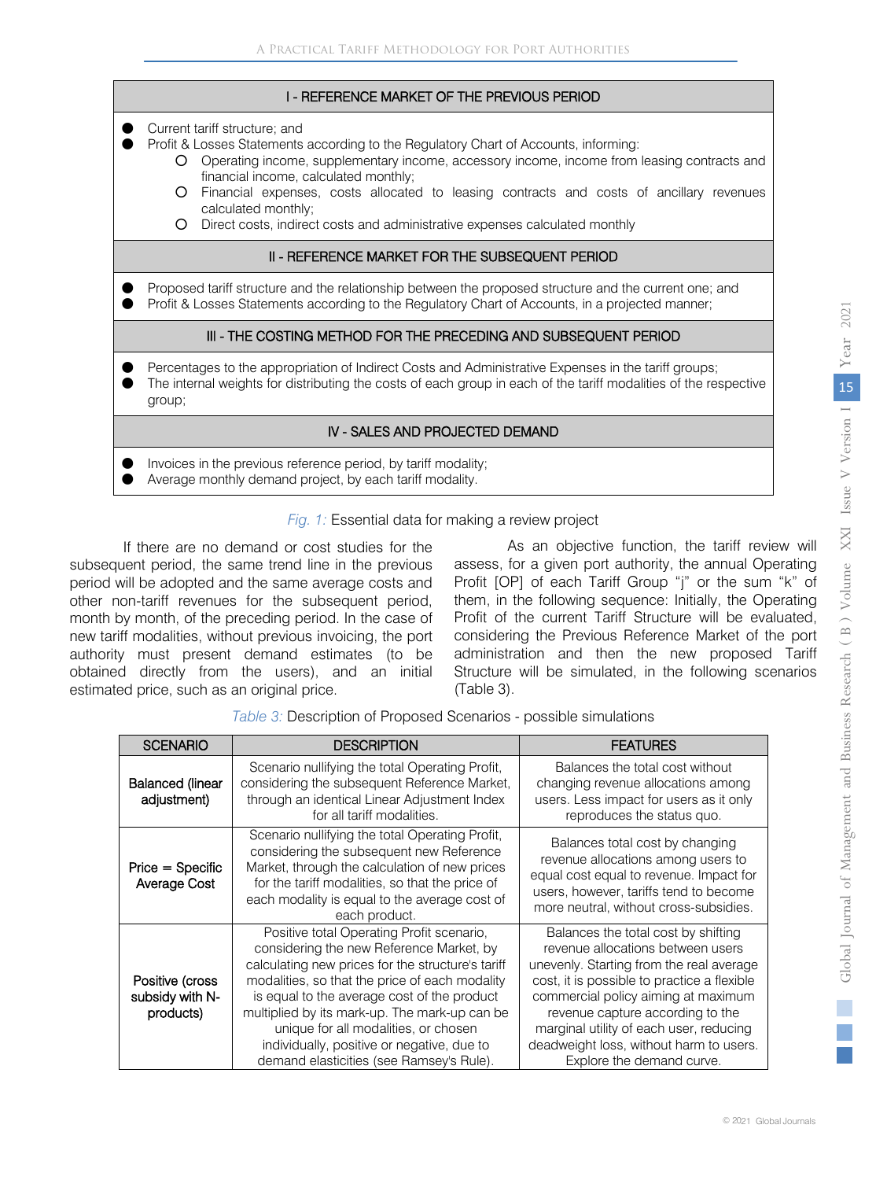| I - REFERENCE MARKET OF THE PREVIOUS PERIOD |
|---|
| ● Current tariff structure; and<br>● Profit & Losses Statements according to the Regulatory Chart of Accounts, informing:<br>○ Operating income, supplementary income, accessory income, income from leasing contracts and financial income, calculated monthly;<br>○ Financial expenses, costs allocated to leasing contracts and costs of ancillary revenues calculated monthly;<br>○ Direct costs, indirect costs and administrative expenses calculated monthly |
| **II - REFERENCE MARKET FOR THE SUBSEQUENT PERIOD** |
| ● Proposed tariff structure and the relationship between the proposed structure and the current one; and<br>● Profit & Losses Statements according to the Regulatory Chart of Accounts, in a projected manner; |
| **III - THE COSTING METHOD FOR THE PRECEDING AND SUBSEQUENT PERIOD** |
| ● Percentages to the appropriation of Indirect Costs and Administrative Expenses in the tariff groups;<br>● The internal weights for distributing the costs of each group in each of the tariff modalities of the respective group; |
| **IV - SALES AND PROJECTED DEMAND** |
| ● Invoices in the previous reference period, by tariff modality;<br>● Average monthly demand project, by each tariff modality. |

*Fig. 1:* Essential data for making a review project

If there are no demand or cost studies for the subsequent period, the same trend line in the previous period will be adopted and the same average costs and other non-tariff revenues for the subsequent period, month by month, of the preceding period. In the case of new tariff modalities, without previous invoicing, the port authority must present demand estimates (to be obtained directly from the users), and an initial estimated price, such as an original price.

As an objective function, the tariff review will assess, for a given port authority, the annual Operating Profit [OP] of each Tariff Group "j" or the sum "k" of them, in the following sequence: Initially, the Operating Profit of the current Tariff Structure will be evaluated, considering the Previous Reference Market of the port administration and then the new proposed Tariff Structure will be simulated, in the following scenarios (Table 3).

*Table 3:* Description of Proposed Scenarios - possible simulations

| SCENARIO | DESCRIPTION | FEATURES |
|---|---|---|
| Balanced (linear adjustment) | Scenario nullifying the total Operating Profit, considering the subsequent Reference Market, through an identical Linear Adjustment Index for all tariff modalities. | Balances the total cost without changing revenue allocations among users. Less impact for users as it only reproduces the status quo. |
| Price = Specific Average Cost | Scenario nullifying the total Operating Profit, considering the subsequent new Reference Market, through the calculation of new prices for the tariff modalities, so that the price of each modality is equal to the average cost of each product. | Balances total cost by changing revenue allocations among users to equal cost equal to revenue. Impact for users, however, tariffs tend to become more neutral, without cross-subsidies. |
| Positive (cross subsidy with N-products) | Positive total Operating Profit scenario, considering the new Reference Market, by calculating new prices for the structure's tariff modalities, so that the price of each modality is equal to the average cost of the product multiplied by its mark-up. The mark-up can be unique for all modalities, or chosen individually, positive or negative, due to demand elasticities (see Ramsey's Rule). | Balances the total cost by shifting revenue allocations between users unevenly. Starting from the real average cost, it is possible to practice a flexible commercial policy aiming at maximum revenue capture according to the marginal utility of each user, reducing deadweight loss, without harm to users. Explore the demand curve. |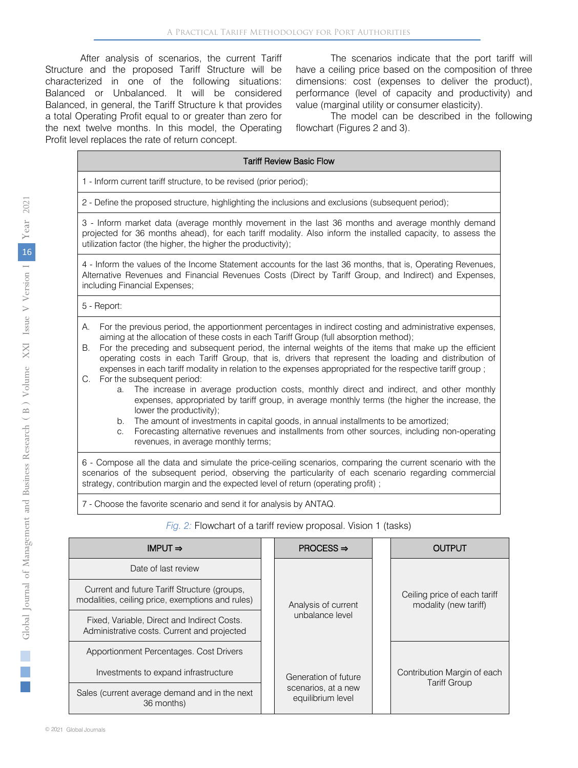After analysis of scenarios, the current Tariff Structure and the proposed Tariff Structure will be characterized in one of the following situations: Balanced or Unbalanced. It will be considered Balanced, in general, the Tariff Structure k that provides a total Operating Profit equal to or greater than zero for the next twelve months. In this model, the Operating Profit level replaces the rate of return concept.

The scenarios indicate that the port tariff will have a ceiling price based on the composition of three dimensions: cost (expenses to deliver the product), performance (level of capacity and productivity) and value (marginal utility or consumer elasticity).

The model can be described in the following flowchart (Figures 2 and 3).

| Tariff Review Basic Flow |
|---|
| 1 - Inform current tariff structure, to be revised (prior period); |
| 2 - Define the proposed structure, highlighting the inclusions and exclusions (subsequent period); |
| 3 - Inform market data (average monthly movement in the last 36 months and average monthly demand projected for 36 months ahead), for each tariff modality. Also inform the installed capacity, to assess the utilization factor (the higher, the higher the productivity); |
| 4 - Inform the values of the Income Statement accounts for the last 36 months, that is, Operating Revenues, Alternative Revenues and Financial Revenues Costs (Direct by Tariff Group, and Indirect) and Expenses, including Financial Expenses; |
| 5 - Report: |
| A. For the previous period, the apportionment percentages in indirect costing and administrative expenses, aiming at the allocation of these costs in each Tariff Group (full absorption method); <br> B. For the preceding and subsequent period, the internal weights of the items that make up the efficient operating costs in each Tariff Group, that is, drivers that represent the loading and distribution of expenses in each tariff modality in relation to the expenses appropriated for the respective tariff group ; <br> C. For the subsequent period: <br> a. The increase in average production costs, monthly direct and indirect, and other monthly expenses, appropriated by tariff group, in average monthly terms (the higher the increase, the lower the productivity); <br> b. The amount of investments in capital goods, in annual installments to be amortized; <br> c. Forecasting alternative revenues and installments from other sources, including non-operating revenues, in average monthly terms; |
| 6 - Compose all the data and simulate the price-ceiling scenarios, comparing the current scenario with the scenarios of the subsequent period, observing the particularity of each scenario regarding commercial strategy, contribution margin and the expected level of return (operating profit) ; |
| 7 - Choose the favorite scenario and send it for analysis by ANTAQ. |

*Fig. 2:* Flowchart of a tariff review proposal. Vision 1 (tasks)

| IMPUT ⇒ | PROCESS ⇒ | OUTPUT |
|---|---|---|
| Date of last review | Analysis of current unbalance level | Ceiling price of each tariff modality (new tariff) |
| Current and future Tariff Structure (groups, modalities, ceiling price, exemptions and rules) | | |
| Fixed, Variable, Direct and Indirect Costs. Administrative costs. Current and projected | | |
| Apportionment Percentages. Cost Drivers | Generation of future scenarios, at a new equilibrium level | Contribution Margin of each Tariff Group |
| Investments to expand infrastructure | | |
| Sales (current average demand and in the next 36 months) | | |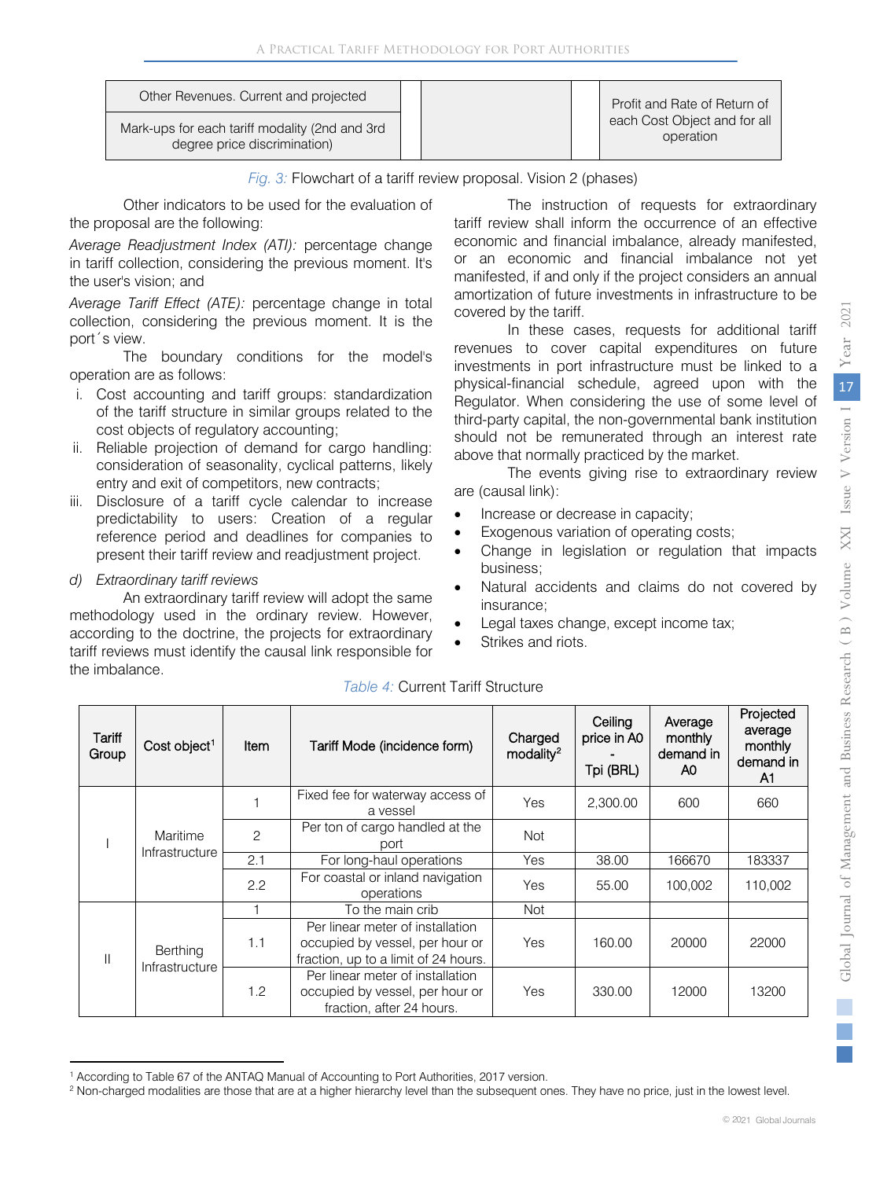| Other Revenues. Current and projected | | | | Profit and Rate of Return of each Cost Object and for all operation |
|---|---|---|---|---|
| Mark-ups for each tariff modality (2nd and 3rd degree price discrimination) | | | | |

*Fig. 3:* Flowchart of a tariff review proposal. Vision 2 (phases)

Other indicators to be used for the evaluation of the proposal are the following:

*Average Readjustment Index (ATI):* percentage change in tariff collection, considering the previous moment. It's the user's vision; and

*Average Tariff Effect (ATE):* percentage change in total collection, considering the previous moment. It is the port´s view.

The boundary conditions for the model's operation are as follows:

i. Cost accounting and tariff groups: standardization of the tariff structure in similar groups related to the cost objects of regulatory accounting;
ii. Reliable projection of demand for cargo handling: consideration of seasonality, cyclical patterns, likely entry and exit of competitors, new contracts;
iii. Disclosure of a tariff cycle calendar to increase predictability to users: Creation of a regular reference period and deadlines for companies to present their tariff review and readjustment project.

*d) Extraordinary tariff reviews*

An extraordinary tariff review will adopt the same methodology used in the ordinary review. However, according to the doctrine, the projects for extraordinary tariff reviews must identify the causal link responsible for the imbalance.

The instruction of requests for extraordinary tariff review shall inform the occurrence of an effective economic and financial imbalance, already manifested, or an economic and financial imbalance not yet manifested, if and only if the project considers an annual amortization of future investments in infrastructure to be covered by the tariff.

In these cases, requests for additional tariff revenues to cover capital expenditures on future investments in port infrastructure must be linked to a physical-financial schedule, agreed upon with the Regulator. When considering the use of some level of third-party capital, the non-governmental bank institution should not be remunerated through an interest rate above that normally practiced by the market.

The events giving rise to extraordinary review are (causal link):

- Increase or decrease in capacity;
- Exogenous variation of operating costs;
- Change in legislation or regulation that impacts business;
- Natural accidents and claims do not covered by insurance;
- Legal taxes change, except income tax;
- Strikes and riots.

*Table 4:* Current Tariff Structure

| Tariff Group | Cost object[1] | Item | Tariff Mode (incidence form) | Charged modality[2] | Ceiling price in A0 - Tpi (BRL) | Average monthly demand in A0 | Projected average monthly demand in A1 |
|---|---|---|---|---|---|---|---|
| I | Maritime Infrastructure | 1 | Fixed fee for waterway access of a vessel | Yes | 2,300.00 | 600 | 660 |
| | | 2 | Per ton of cargo handled at the port | Not | | | |
| | | 2.1 | For long-haul operations | Yes | 38.00 | 166670 | 183337 |
| | | 2.2 | For coastal or inland navigation operations | Yes | 55.00 | 100,002 | 110,002 |
| II | Berthing Infrastructure | 1 | To the main crib | Not | | | |
| | | 1.1 | Per linear meter of installation occupied by vessel, per hour or fraction, up to a limit of 24 hours. | Yes | 160.00 | 20000 | 22000 |
| | | 1.2 | Per linear meter of installation occupied by vessel, per hour or fraction, after 24 hours. | Yes | 330.00 | 12000 | 13200 |

[1] According to Table 67 of the ANTAQ Manual of Accounting to Port Authorities, 2017 version.

[2] Non-charged modalities are those that are at a higher hierarchy level than the subsequent ones. They have no price, just in the lowest level.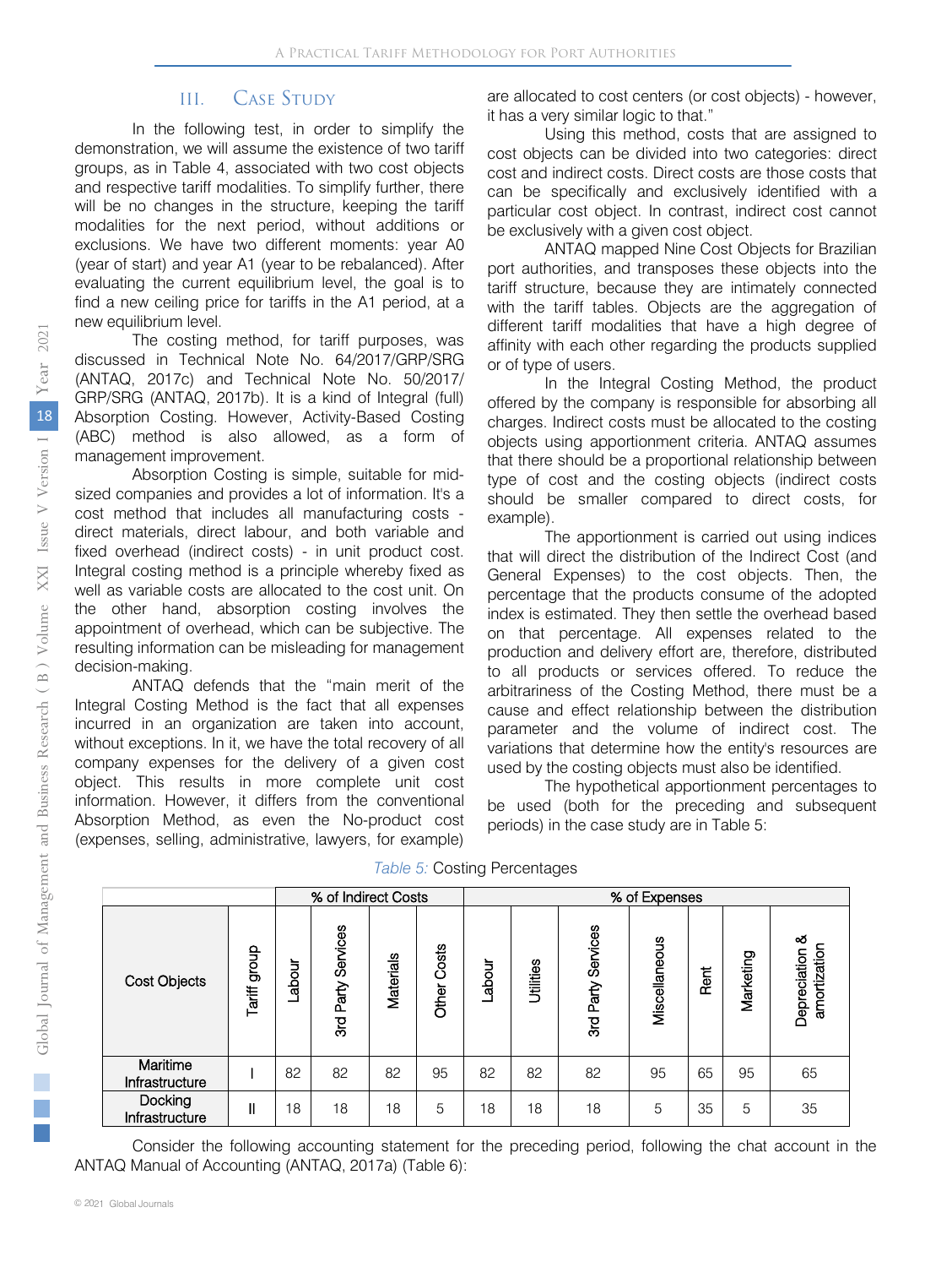## III. Case Study

In the following test, in order to simplify the demonstration, we will assume the existence of two tariff groups, as in Table 4, associated with two cost objects and respective tariff modalities. To simplify further, there will be no changes in the structure, keeping the tariff modalities for the next period, without additions or exclusions. We have two different moments: year A0 (year of start) and year A1 (year to be rebalanced). After evaluating the current equilibrium level, the goal is to find a new ceiling price for tariffs in the A1 period, at a new equilibrium level.

The costing method, for tariff purposes, was discussed in Technical Note No. 64/2017/GRP/SRG (ANTAQ, 2017c) and Technical Note No. 50/2017/ GRP/SRG (ANTAQ, 2017b). It is a kind of Integral (full) Absorption Costing. However, Activity-Based Costing (ABC) method is also allowed, as a form of management improvement.

Absorption Costing is simple, suitable for mid-sized companies and provides a lot of information. It's a cost method that includes all manufacturing costs - direct materials, direct labour, and both variable and fixed overhead (indirect costs) - in unit product cost. Integral costing method is a principle whereby fixed as well as variable costs are allocated to the cost unit. On the other hand, absorption costing involves the appointment of overhead, which can be subjective. The resulting information can be misleading for management decision-making.

ANTAQ defends that the "main merit of the Integral Costing Method is the fact that all expenses incurred in an organization are taken into account, without exceptions. In it, we have the total recovery of all company expenses for the delivery of a given cost object. This results in more complete unit cost information. However, it differs from the conventional Absorption Method, as even the No-product cost (expenses, selling, administrative, lawyers, for example) are allocated to cost centers (or cost objects) - however, it has a very similar logic to that."

Using this method, costs that are assigned to cost objects can be divided into two categories: direct cost and indirect costs. Direct costs are those costs that can be specifically and exclusively identified with a particular cost object. In contrast, indirect cost cannot be exclusively with a given cost object.

ANTAQ mapped Nine Cost Objects for Brazilian port authorities, and transposes these objects into the tariff structure, because they are intimately connected with the tariff tables. Objects are the aggregation of different tariff modalities that have a high degree of affinity with each other regarding the products supplied or of type of users.

In the Integral Costing Method, the product offered by the company is responsible for absorbing all charges. Indirect costs must be allocated to the costing objects using apportionment criteria. ANTAQ assumes that there should be a proportional relationship between type of cost and the costing objects (indirect costs should be smaller compared to direct costs, for example).

The apportionment is carried out using indices that will direct the distribution of the Indirect Cost (and General Expenses) to the cost objects. Then, the percentage that the products consume of the adopted index is estimated. They then settle the overhead based on that percentage. All expenses related to the production and delivery effort are, therefore, distributed to all products or services offered. To reduce the arbitrariness of the Costing Method, there must be a cause and effect relationship between the distribution parameter and the volume of indirect cost. The variations that determine how the entity's resources are used by the costing objects must also be identified.

The hypothetical apportionment percentages to be used (both for the preceding and subsequent periods) in the case study are in Table 5:

*Table 5:* Costing Percentages

| | | % of Indirect Costs | | | | % of Expenses | | | | | | |
|---|---|---|---|---|---|---|---|---|---|---|---|---|
| Cost Objects | Tariff group | Labour | 3rd Party Services | Materials | Other Costs | Labour | Utilities | 3rd Party Services | Miscellaneous | Rent | Marketing | Depreciation & amortization |
| Maritime Infrastructure | I | 82 | 82 | 82 | 95 | 82 | 82 | 82 | 95 | 65 | 95 | 65 |
| Docking Infrastructure | II | 18 | 18 | 18 | 5 | 18 | 18 | 18 | 5 | 35 | 5 | 35 |

Consider the following accounting statement for the preceding period, following the chat account in the ANTAQ Manual of Accounting (ANTAQ, 2017a) (Table 6):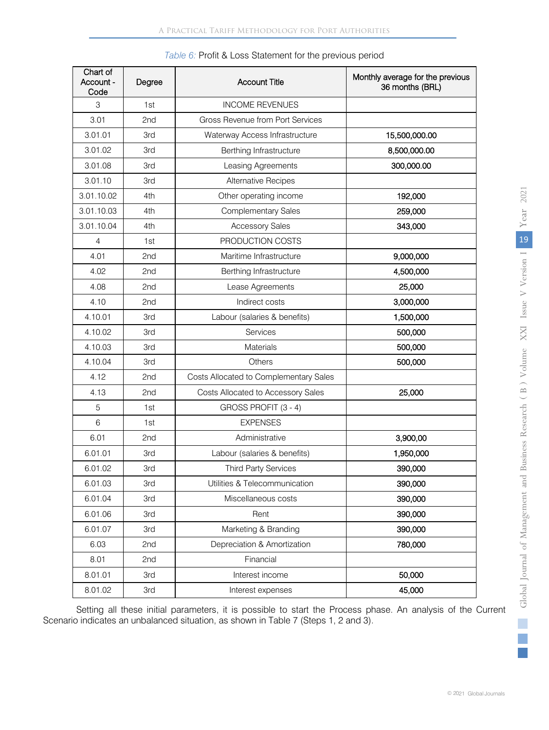*Table 6:* Profit & Loss Statement for the previous period

| Chart of Account - Code | Degree | Account Title | Monthly average for the previous 36 months (BRL) |
|---|---|---|---|
| 3 | 1st | INCOME REVENUES | |
| 3.01 | 2nd | Gross Revenue from Port Services | |
| 3.01.01 | 3rd | Waterway Access Infrastructure | 15,500,000.00 |
| 3.01.02 | 3rd | Berthing Infrastructure | 8,500,000.00 |
| 3.01.08 | 3rd | Leasing Agreements | 300,000.00 |
| 3.01.10 | 3rd | Alternative Recipes | |
| 3.01.10.02 | 4th | Other operating income | 192,000 |
| 3.01.10.03 | 4th | Complementary Sales | 259,000 |
| 3.01.10.04 | 4th | Accessory Sales | 343,000 |
| 4 | 1st | PRODUCTION COSTS | |
| 4.01 | 2nd | Maritime Infrastructure | 9,000,000 |
| 4.02 | 2nd | Berthing Infrastructure | 4,500,000 |
| 4.08 | 2nd | Lease Agreements | 25,000 |
| 4.10 | 2nd | Indirect costs | 3,000,000 |
| 4.10.01 | 3rd | Labour (salaries & benefits) | 1,500,000 |
| 4.10.02 | 3rd | Services | 500,000 |
| 4.10.03 | 3rd | Materials | 500,000 |
| 4.10.04 | 3rd | Others | 500,000 |
| 4.12 | 2nd | Costs Allocated to Complementary Sales | |
| 4.13 | 2nd | Costs Allocated to Accessory Sales | 25,000 |
| 5 | 1st | GROSS PROFIT (3 - 4) | |
| 6 | 1st | EXPENSES | |
| 6.01 | 2nd | Administrative | 3,900,00 |
| 6.01.01 | 3rd | Labour (salaries & benefits) | 1,950,000 |
| 6.01.02 | 3rd | Third Party Services | 390,000 |
| 6.01.03 | 3rd | Utilities & Telecommunication | 390,000 |
| 6.01.04 | 3rd | Miscellaneous costs | 390,000 |
| 6.01.06 | 3rd | Rent | 390,000 |
| 6.01.07 | 3rd | Marketing & Branding | 390,000 |
| 6.03 | 2nd | Depreciation & Amortization | 780,000 |
| 8.01 | 2nd | Financial | |
| 8.01.01 | 3rd | Interest income | 50,000 |
| 8.01.02 | 3rd | Interest expenses | 45,000 |

Setting all these initial parameters, it is possible to start the Process phase. An analysis of the Current Scenario indicates an unbalanced situation, as shown in Table 7 (Steps 1, 2 and 3).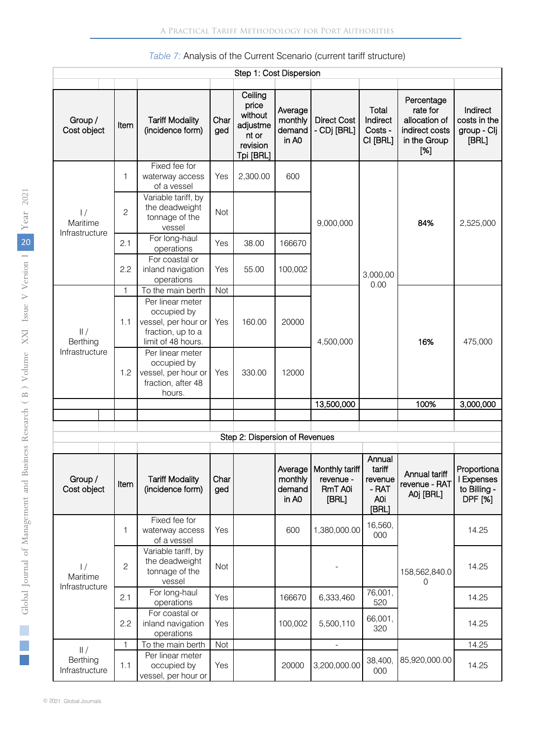*Table 7:* Analysis of the Current Scenario (current tariff structure)

| Step 1: Cost Dispersion | | | | | | | | | |
|---|---|---|---|---|---|---|---|---|---|
| Group / Cost object | Item | Tariff Modality (incidence form) | Charged | Ceiling price without adjustment or revision Tpi [BRL] | Average monthly demand in A0 | Direct Cost - CDj [BRL] | Total Indirect Costs - CI [BRL] | Percentage rate for allocation of indirect costs in the Group [%] | Indirect costs in the group - CIj [BRL] |
| I / Maritime Infrastructure | 1 | Fixed fee for waterway access of a vessel | Yes | 2,300.00 | 600 | 9,000,000 | 3,000,000.00 | **84%** | 2,525,000 |
| | 2 | Variable tariff, by the deadweight tonnage of the vessel | Not | | | | | | |
| | 2.1 | For long-haul operations | Yes | 38.00 | 166670 | | | | |
| | 2.2 | For coastal or inland navigation operations | Yes | 55.00 | 100,002 | | | | |
| II / Berthing Infrastructure | 1 | To the main berth | Not | | | 4,500,000 | | **16%** | 475,000 |
| | 1.1 | Per linear meter occupied by vessel, per hour or fraction, up to a limit of 48 hours. | Yes | 160.00 | 20000 | | | | |
| | 1.2 | Per linear meter occupied by vessel, per hour or fraction, after 48 hours. | Yes | 330.00 | 12000 | | | | |
| | | | | | | 13,500,000 | | 100% | 3,000,000 |

| Step 2: Dispersion of Revenues | | | | | | | | | |
|---|---|---|---|---|---|---|---|---|---|
| Group / Cost object | Item | Tariff Modality (incidence form) | Charged | | Average monthly demand in A0 | Monthly tariff revenue - RmT A0i [BRL] | Annual tariff revenue - RAT A0i [BRL] | Annual tariff revenue - RAT A0j [BRL] | Proportional Expenses to Billing - DPF [%] |
| I / Maritime Infrastructure | 1 | Fixed fee for waterway access of a vessel | Yes | | 600 | 1,380,000.00 | 16,560,000 | 158,562,840.00 | 14.25 |
| | 2 | Variable tariff, by the deadweight tonnage of the vessel | Not | | | - | | | 14.25 |
| | 2.1 | For long-haul operations | Yes | | 166670 | 6,333,460 | 76,001,520 | | 14.25 |
| | 2.2 | For coastal or inland navigation operations | Yes | | 100,002 | 5,500,110 | 66,001,320 | | 14.25 |
| II / Berthing Infrastructure | 1 | To the main berth | Not | | | - | | 85,920,000.00 | 14.25 |
| | 1.1 | Per linear meter occupied by vessel, per hour or | Yes | | 20000 | 3,200,000.00 | 38,400,000 | | 14.25 |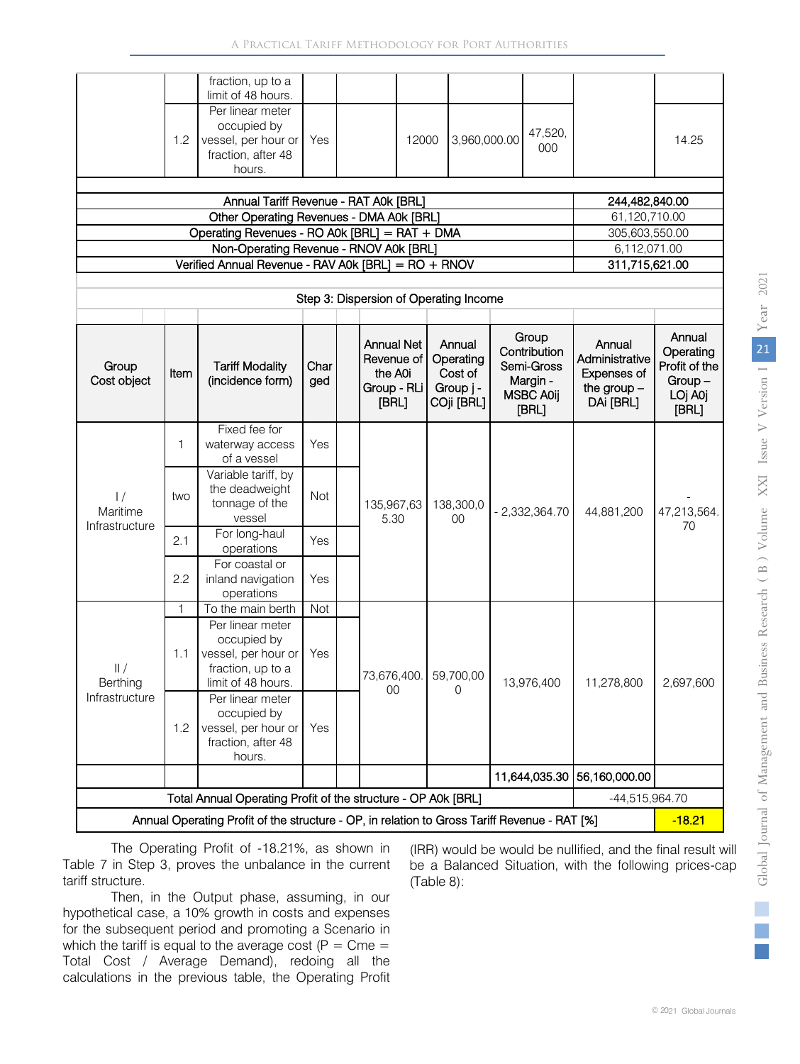| | | fraction, up to a limit of 48 hours. | | | | | | | |
|---|---|---|---|---|---|---|---|---|---|
| | 1.2 | Per linear meter occupied by vessel, per hour or fraction, after 48 hours. | Yes | | 12000 | 3,960,000.00 | 47,520,000 | | 14.25 |
| Annual Tariff Revenue - RAT A0k [BRL] | | | | | | | | **244,482,840.00** | |
| Other Operating Revenues - DMA A0k [BRL] | | | | | | | | 61,120,710.00 | |
| Operating Revenues - RO A0k [BRL] = RAT + DMA | | | | | | | | 305,603,550.00 | |
| Non-Operating Revenue - RNOV A0k [BRL] | | | | | | | | 6,112,071.00 | |
| Verified Annual Revenue - RAV A0k [BRL] = RO + RNOV | | | | | | | | **311,715,621.00** | |

Step 3: Dispersion of Operating Income

| Group Cost object | Item | Tariff Modality (incidence form) | Charged | | Annual Net Revenue of the A0i Group - RLi [BRL] | Annual Operating Cost of Group j - COji [BRL] | Group Contribution Semi-Gross Margin - MSBC A0ij [BRL] | Annual Administrative Expenses of the group – DAi [BRL] | Annual Operating Profit of the Group – LOj A0j [BRL] |
|---|---|---|---|---|---|---|---|---|---|
| I / Maritime Infrastructure | 1 | Fixed fee for waterway access of a vessel | Yes | | 135,967,635.30 | 138,300,000 | - 2,332,364.70 | 44,881,200 | -47,213,564.70 |
| | two | Variable tariff, by the deadweight tonnage of the vessel | Not | | | | | | |
| | 2.1 | For long-haul operations | Yes | | | | | | |
| | 2.2 | For coastal or inland navigation operations | Yes | | | | | | |
| II / Berthing Infrastructure | 1 | To the main berth | Not | | 73,676,400.00 | 59,700,000 | 13,976,400 | 11,278,800 | 2,697,600 |
| | 1.1 | Per linear meter occupied by vessel, per hour or fraction, up to a limit of 48 hours. | Yes | | | | | | |
| | 1.2 | Per linear meter occupied by vessel, per hour or fraction, after 48 hours. | Yes | | | | | | |
| | | | | | | | **11,644,035.30** | **56,160,000.00** | |
| Total Annual Operating Profit of the structure - OP A0k [BRL] | | | | | | | | -44,515,964.70 | |
| Annual Operating Profit of the structure - OP, in relation to Gross Tariff Revenue - RAT [%] | | | | | | | | | **-18.21** |

The Operating Profit of -18.21%, as shown in Table 7 in Step 3, proves the unbalance in the current tariff structure.

Then, in the Output phase, assuming, in our hypothetical case, a 10% growth in costs and expenses for the subsequent period and promoting a Scenario in which the tariff is equal to the average cost (P = Cme = Total Cost / Average Demand), redoing all the calculations in the previous table, the Operating Profit (IRR) would be would be nullified, and the final result will be a Balanced Situation, with the following prices-cap (Table 8):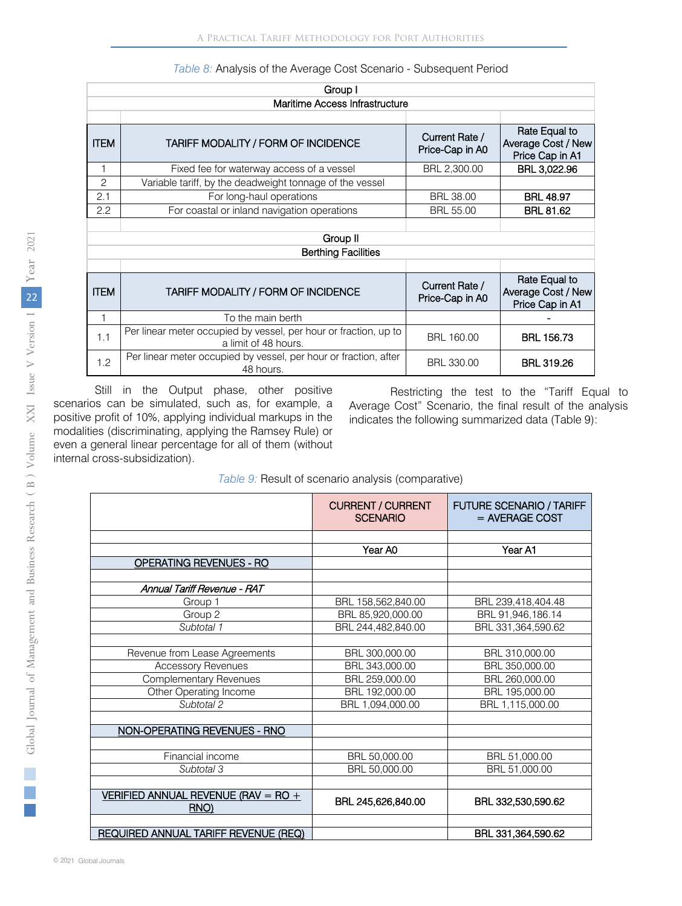*Table 8:* Analysis of the Average Cost Scenario - Subsequent Period

| Group I | | | |
|---|---|---|---|
| Maritime Access Infrastructure | | | |
| ITEM | TARIFF MODALITY / FORM OF INCIDENCE | Current Rate / Price-Cap in A0 | Rate Equal to Average Cost / New Price Cap in A1 |
| 1 | Fixed fee for waterway access of a vessel | BRL 2,300.00 | **BRL 3,022.96** |
| 2 | Variable tariff, by the deadweight tonnage of the vessel | | |
| 2.1 | For long-haul operations | BRL 38.00 | **BRL 48.97** |
| 2.2 | For coastal or inland navigation operations | BRL 55.00 | **BRL 81.62** |

| Group II | | | |
|---|---|---|---|
| Berthing Facilities | | | |
| ITEM | TARIFF MODALITY / FORM OF INCIDENCE | Current Rate / Price-Cap in A0 | Rate Equal to Average Cost / New Price Cap in A1 |
| 1 | To the main berth | | - |
| 1.1 | Per linear meter occupied by vessel, per hour or fraction, up to a limit of 48 hours. | BRL 160.00 | **BRL 156.73** |
| 1.2 | Per linear meter occupied by vessel, per hour or fraction, after 48 hours. | BRL 330.00 | **BRL 319.26** |

Still in the Output phase, other positive scenarios can be simulated, such as, for example, a positive profit of 10%, applying individual markups in the modalities (discriminating, applying the Ramsey Rule) or even a general linear percentage for all of them (without internal cross-subsidization).

Restricting the test to the "Tariff Equal to Average Cost" Scenario, the final result of the analysis indicates the following summarized data (Table 9):

*Table 9:* Result of scenario analysis (comparative)

| | CURRENT / CURRENT SCENARIO | FUTURE SCENARIO / TARIFF = AVERAGE COST |
|---|---|---|
| | Year A0 | Year A1 |
| OPERATING REVENUES - RO | | |
| *Annual Tariff Revenue - RAT* | | |
| Group 1 | BRL 158,562,840.00 | BRL 239,418,404.48 |
| Group 2 | BRL 85,920,000.00 | BRL 91,946,186.14 |
| *Subtotal 1* | BRL 244,482,840.00 | BRL 331,364,590.62 |
| Revenue from Lease Agreements | BRL 300,000.00 | BRL 310,000.00 |
| Accessory Revenues | BRL 343,000.00 | BRL 350,000.00 |
| Complementary Revenues | BRL 259,000.00 | BRL 260,000.00 |
| Other Operating Income | BRL 192,000.00 | BRL 195,000.00 |
| *Subtotal 2* | BRL 1,094,000.00 | BRL 1,115,000.00 |
| NON-OPERATING REVENUES - RNO | | |
| Financial income | BRL 50,000.00 | BRL 51,000.00 |
| *Subtotal 3* | BRL 50,000.00 | BRL 51,000.00 |
| VERIFIED ANNUAL REVENUE (RAV = RO + RNO) | **BRL 245,626,840.00** | **BRL 332,530,590.62** |
| REQUIRED ANNUAL TARIFF REVENUE (REQ) | | **BRL 331,364,590.62** |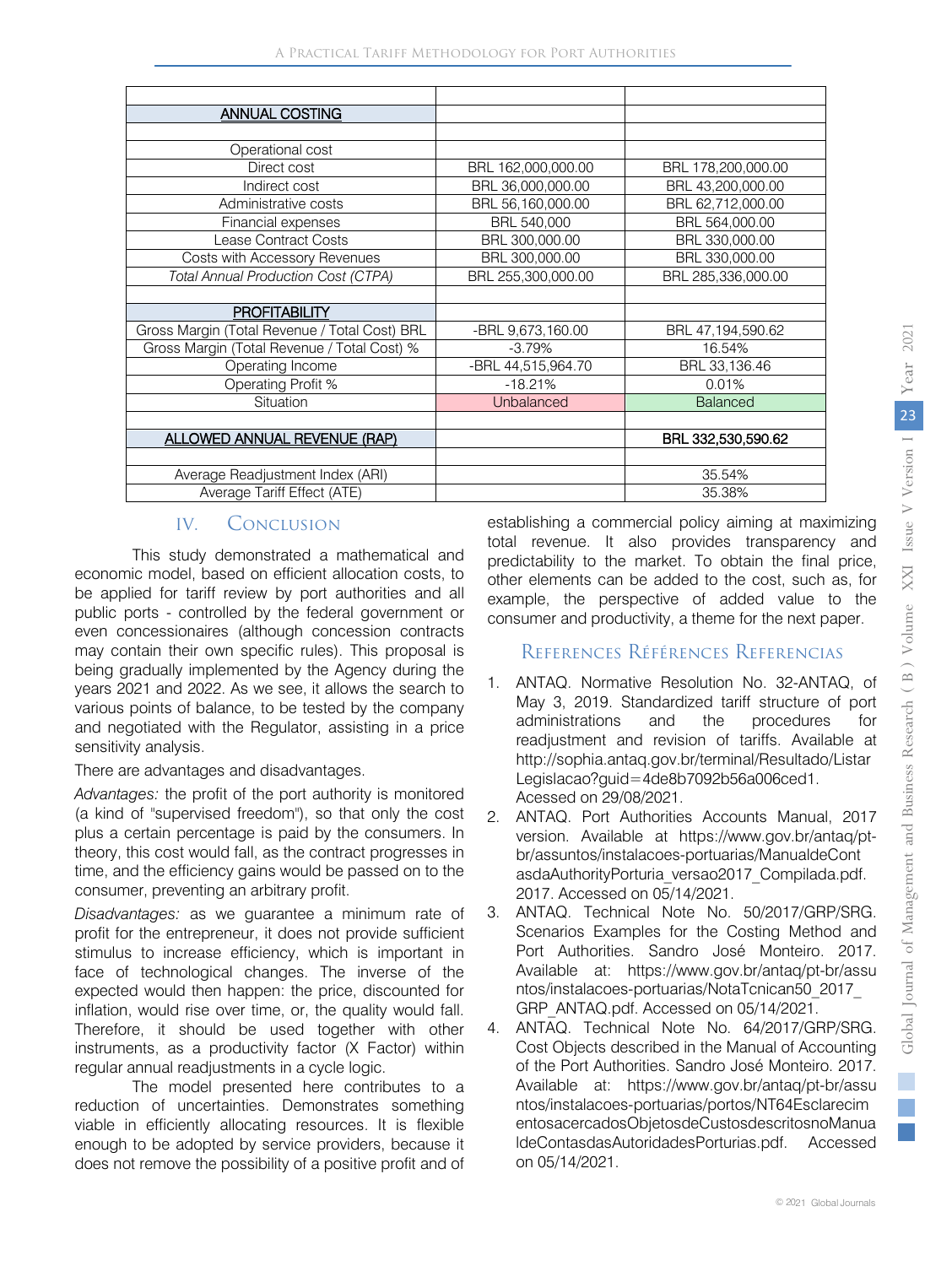| | | |
|---|---|---|
| **ANNUAL COSTING** | | |
| | | |
| Operational cost | | |
| Direct cost | BRL 162,000,000.00 | BRL 178,200,000.00 |
| Indirect cost | BRL 36,000,000.00 | BRL 43,200,000.00 |
| Administrative costs | BRL 56,160,000.00 | BRL 62,712,000.00 |
| Financial expenses | BRL 540,000 | BRL 564,000.00 |
| Lease Contract Costs | BRL 300,000.00 | BRL 330,000.00 |
| Costs with Accessory Revenues | BRL 300,000.00 | BRL 330,000.00 |
| *Total Annual Production Cost (CTPA)* | BRL 255,300,000.00 | BRL 285,336,000.00 |
| | | |
| **PROFITABILITY** | | |
| Gross Margin (Total Revenue / Total Cost) BRL | -BRL 9,673,160.00 | BRL 47,194,590.62 |
| Gross Margin (Total Revenue / Total Cost) % | -3.79% | 16.54% |
| Operating Income | -BRL 44,515,964.70 | BRL 33,136.46 |
| Operating Profit % | -18.21% | 0.01% |
| Situation | Unbalanced | Balanced |
| | | |
| **ALLOWED ANNUAL REVENUE (RAP)** | | BRL 332,530,590.62 |
| | | |
| Average Readjustment Index (ARI) | | 35.54% |
| Average Tariff Effect (ATE) | | 35.38% |

## IV. Conclusion

This study demonstrated a mathematical and economic model, based on efficient allocation costs, to be applied for tariff review by port authorities and all public ports - controlled by the federal government or even concessionaires (although concession contracts may contain their own specific rules). This proposal is being gradually implemented by the Agency during the years 2021 and 2022. As we see, it allows the search to various points of balance, to be tested by the company and negotiated with the Regulator, assisting in a price sensitivity analysis.

There are advantages and disadvantages.

*Advantages:* the profit of the port authority is monitored (a kind of "supervised freedom"), so that only the cost plus a certain percentage is paid by the consumers. In theory, this cost would fall, as the contract progresses in time, and the efficiency gains would be passed on to the consumer, preventing an arbitrary profit.

*Disadvantages:* as we guarantee a minimum rate of profit for the entrepreneur, it does not provide sufficient stimulus to increase efficiency, which is important in face of technological changes. The inverse of the expected would then happen: the price, discounted for inflation, would rise over time, or, the quality would fall. Therefore, it should be used together with other instruments, as a productivity factor (X Factor) within regular annual readjustments in a cycle logic.

The model presented here contributes to a reduction of uncertainties. Demonstrates something viable in efficiently allocating resources. It is flexible enough to be adopted by service providers, because it does not remove the possibility of a positive profit and of establishing a commercial policy aiming at maximizing total revenue. It also provides transparency and predictability to the market. To obtain the final price, other elements can be added to the cost, such as, for example, the perspective of added value to the consumer and productivity, a theme for the next paper.

## References Références Referencias

1. ANTAQ. Normative Resolution No. 32-ANTAQ, of May 3, 2019. Standardized tariff structure of port administrations and the procedures for readjustment and revision of tariffs. Available at http://sophia.antaq.gov.br/terminal/Resultado/ListarLegislacao?guid=4de8b7092b56a006ced1. Acessed on 29/08/2021.
2. ANTAQ. Port Authorities Accounts Manual, 2017 version. Available at https://www.gov.br/antaq/pt-br/assuntos/instalacoes-portuarias/ManualdeContasdaAuthorityPorturia_versao2017_Compilada.pdf. 2017. Accessed on 05/14/2021.
3. ANTAQ. Technical Note No. 50/2017/GRP/SRG. Scenarios Examples for the Costing Method and Port Authorities. Sandro José Monteiro. 2017. Available at: https://www.gov.br/antaq/pt-br/assuntos/instalacoes-portuarias/NotaTcnican50_2017_GRP_ANTAQ.pdf. Accessed on 05/14/2021.
4. ANTAQ. Technical Note No. 64/2017/GRP/SRG. Cost Objects described in the Manual of Accounting of the Port Authorities. Sandro José Monteiro. 2017. Available at: https://www.gov.br/antaq/pt-br/assuntos/instalacoes-portuarias/portos/NT64EsclarecimentosacercadosObjetosdeCustosdescritosnoManualdeContasdasAutoridadesPorturias.pdf. Accessed on 05/14/2021.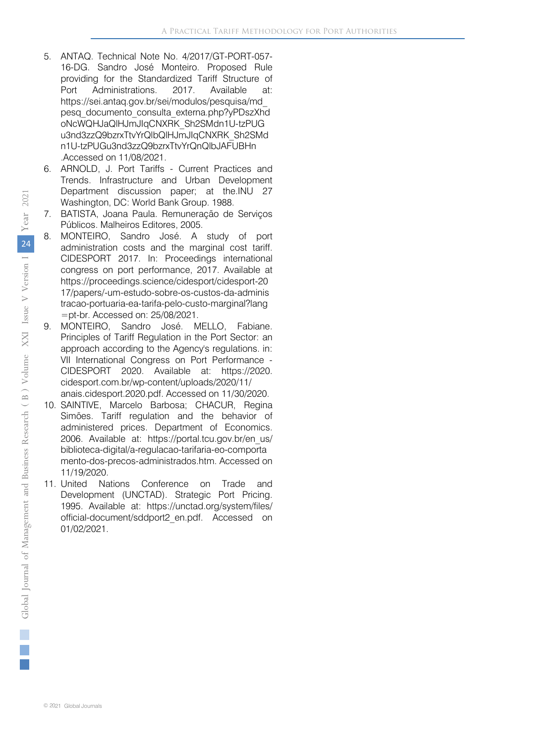5. ANTAQ. Technical Note No. 4/2017/GT-PORT-057-16-DG. Sandro José Monteiro. Proposed Rule providing for the Standardized Tariff Structure of Port Administrations. 2017. Available at: https://sei.antaq.gov.br/sei/modulos/pesquisa/md_pesq_documento_consulta_externa.php?yPDszXhdoNcWQHJaQlHJmJlqCNXRK_Sh2SMdn1U-tzPUGu3nd3zzQ9bzrxTtvYrQlbQlHJmJlqCNXRK_Sh2SMdn1U-tzPUGu3nd3zzQ9bzrxTtvYrQnQlbJAFUBHn .Accessed on 11/08/2021.
6. ARNOLD, J. Port Tariffs - Current Practices and Trends. Infrastructure and Urban Development Department discussion paper; at the.INU 27 Washington, DC: World Bank Group. 1988.
7. BATISTA, Joana Paula. Remuneração de Serviços Públicos. Malheiros Editores, 2005.
8. MONTEIRO, Sandro José. A study of port administration costs and the marginal cost tariff. CIDESPORT 2017. In: Proceedings international congress on port performance, 2017. Available at https://proceedings.science/cidesport/cidesport-2017/papers/-um-estudo-sobre-os-custos-da-administracao-portuaria-ea-tarifa-pelo-custo-marginal?lang=pt-br. Accessed on: 25/08/2021.
9. MONTEIRO, Sandro José. MELLO, Fabiane. Principles of Tariff Regulation in the Port Sector: an approach according to the Agency's regulations. in: VII International Congress on Port Performance - CIDESPORT 2020. Available at: https://2020.cidesport.com.br/wp-content/uploads/2020/11/anais.cidesport.2020.pdf. Accessed on 11/30/2020.
10. SAINTIVE, Marcelo Barbosa; CHACUR, Regina Simões. Tariff regulation and the behavior of administered prices. Department of Economics. 2006. Available at: https://portal.tcu.gov.br/en_us/biblioteca-digital/a-regulacao-tarifaria-eo-comportamento-dos-precos-administrados.htm. Accessed on 11/19/2020.
11. United Nations Conference on Trade and Development (UNCTAD). Strategic Port Pricing. 1995. Available at: https://unctad.org/system/files/official-document/sddport2_en.pdf. Accessed on 01/02/2021.